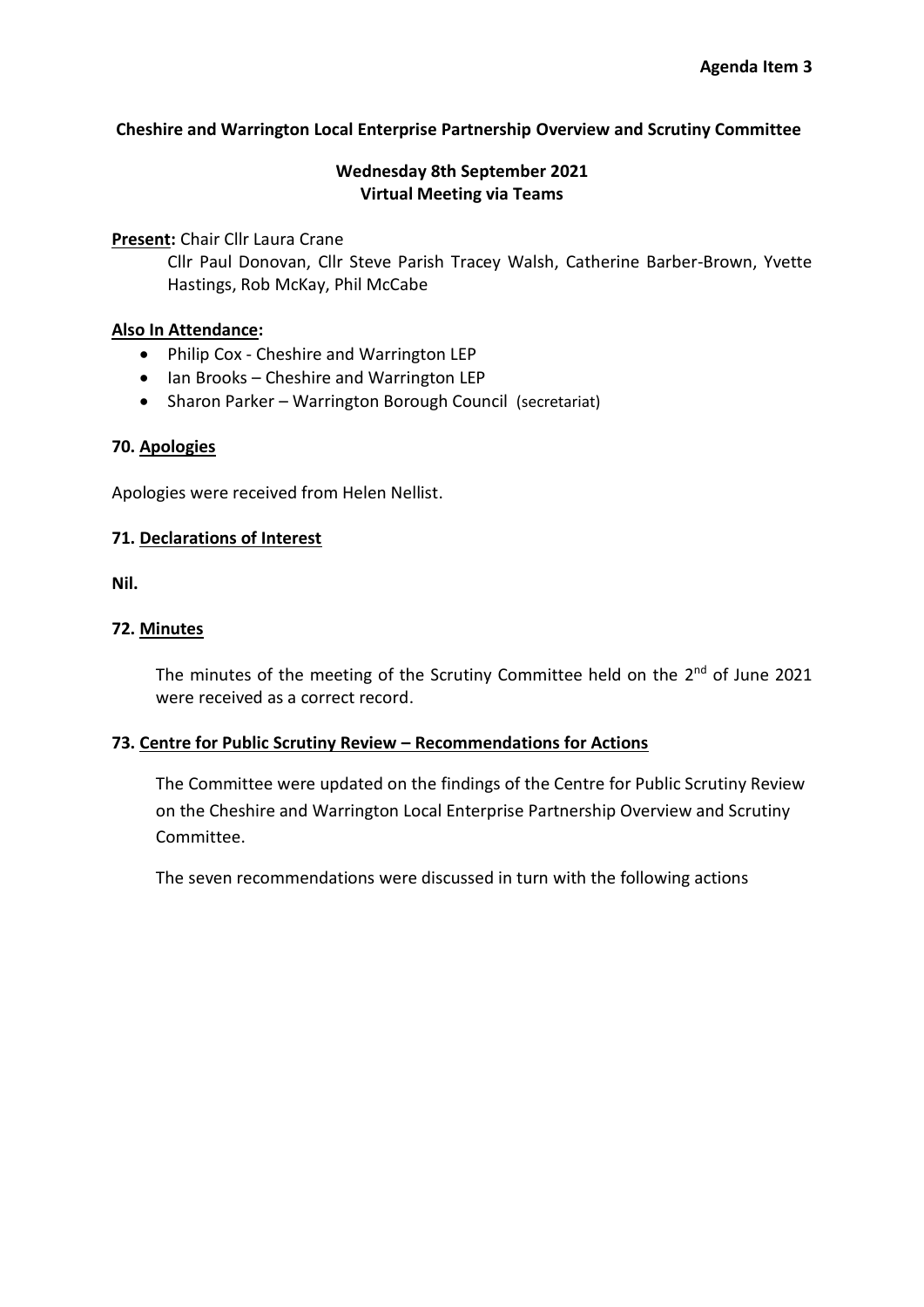**Agenda Item 3**

**Cheshire and Warrington Local Enterprise Partnership Overview and Scrutiny Committee**

**Wednesday 8th September 2021**
**Virtual Meeting via Teams**

**Present:** Chair Cllr Laura Crane

Cllr Paul Donovan, Cllr Steve Parish Tracey Walsh, Catherine Barber-Brown, Yvette Hastings, Rob McKay, Phil McCabe

**Also In Attendance:**

- Philip Cox - Cheshire and Warrington LEP
- Ian Brooks – Cheshire and Warrington LEP
- Sharon Parker – Warrington Borough Council (secretariat)

**70. Apologies**

Apologies were received from Helen Nellist.

**71. Declarations of Interest**

**Nil.**

**72. Minutes**

The minutes of the meeting of the Scrutiny Committee held on the 2nd of June 2021 were received as a correct record.

**73. Centre for Public Scrutiny Review – Recommendations for Actions**

The Committee were updated on the findings of the Centre for Public Scrutiny Review on the Cheshire and Warrington Local Enterprise Partnership Overview and Scrutiny Committee.

The seven recommendations were discussed in turn with the following actions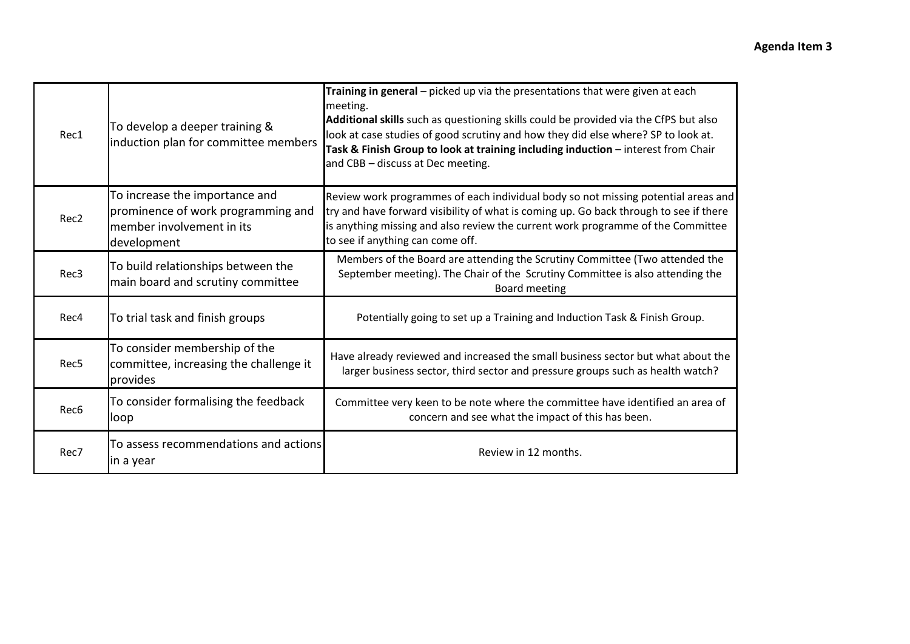**Agenda Item 3**

| | | |
|---|---|---|
| Rec1 | To develop a deeper training & induction plan for committee members | **Training in general** – picked up via the presentations that were given at each meeting. **Additional skills** such as questioning skills could be provided via the CfPS but also look at case studies of good scrutiny and how they did else where? SP to look at. **Task & Finish Group to look at training including induction** – interest from Chair and CBB – discuss at Dec meeting. |
| Rec2 | To increase the importance and prominence of work programming and member involvement in its development | Review work programmes of each individual body so not missing potential areas and try and have forward visibility of what is coming up. Go back through to see if there is anything missing and also review the current work programme of the Committee to see if anything can come off. |
| Rec3 | To build relationships between the main board and scrutiny committee | Members of the Board are attending the Scrutiny Committee (Two attended the September meeting). The Chair of the Scrutiny Committee is also attending the Board meeting |
| Rec4 | To trial task and finish groups | Potentially going to set up a Training and Induction Task & Finish Group. |
| Rec5 | To consider membership of the committee, increasing the challenge it provides | Have already reviewed and increased the small business sector but what about the larger business sector, third sector and pressure groups such as health watch? |
| Rec6 | To consider formalising the feedback loop | Committee very keen to be note where the committee have identified an area of concern and see what the impact of this has been. |
| Rec7 | To assess recommendations and actions in a year | Review in 12 months. |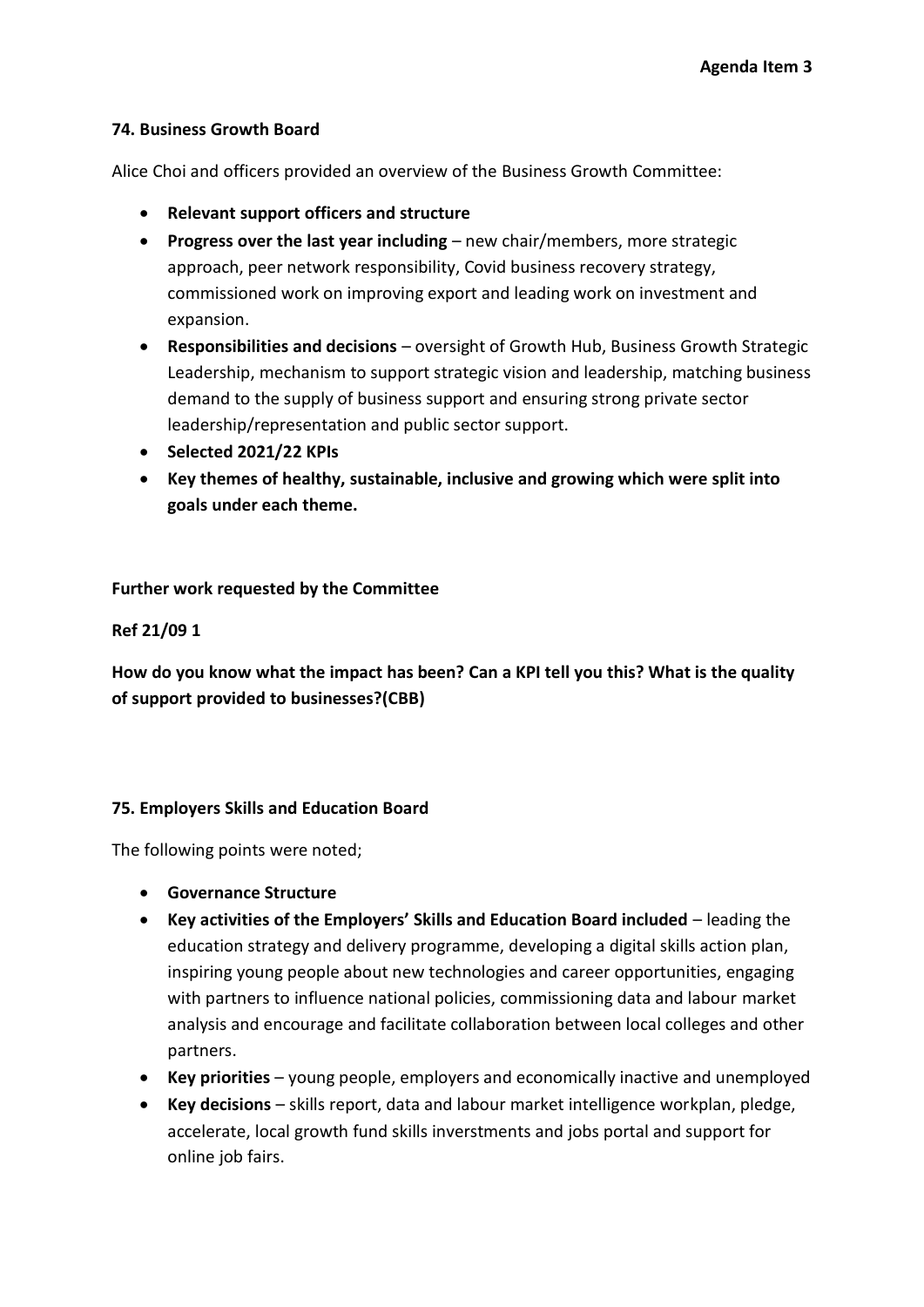**Agenda Item 3**

**74. Business Growth Board**

Alice Choi and officers provided an overview of the Business Growth Committee:

- **Relevant support officers and structure**
- **Progress over the last year including** – new chair/members, more strategic approach, peer network responsibility, Covid business recovery strategy, commissioned work on improving export and leading work on investment and expansion.
- **Responsibilities and decisions** – oversight of Growth Hub, Business Growth Strategic Leadership, mechanism to support strategic vision and leadership, matching business demand to the supply of business support and ensuring strong private sector leadership/representation and public sector support.
- **Selected 2021/22 KPIs**
- **Key themes of healthy, sustainable, inclusive and growing which were split into goals under each theme.**

**Further work requested by the Committee**

**Ref 21/09 1**

**How do you know what the impact has been? Can a KPI tell you this? What is the quality of support provided to businesses?(CBB)**

**75. Employers Skills and Education Board**

The following points were noted;

- **Governance Structure**
- **Key activities of the Employers' Skills and Education Board included** – leading the education strategy and delivery programme, developing a digital skills action plan, inspiring young people about new technologies and career opportunities, engaging with partners to influence national policies, commissioning data and labour market analysis and encourage and facilitate collaboration between local colleges and other partners.
- **Key priorities** – young people, employers and economically inactive and unemployed
- **Key decisions** – skills report, data and labour market intelligence workplan, pledge, accelerate, local growth fund skills inverstments and jobs portal and support for online job fairs.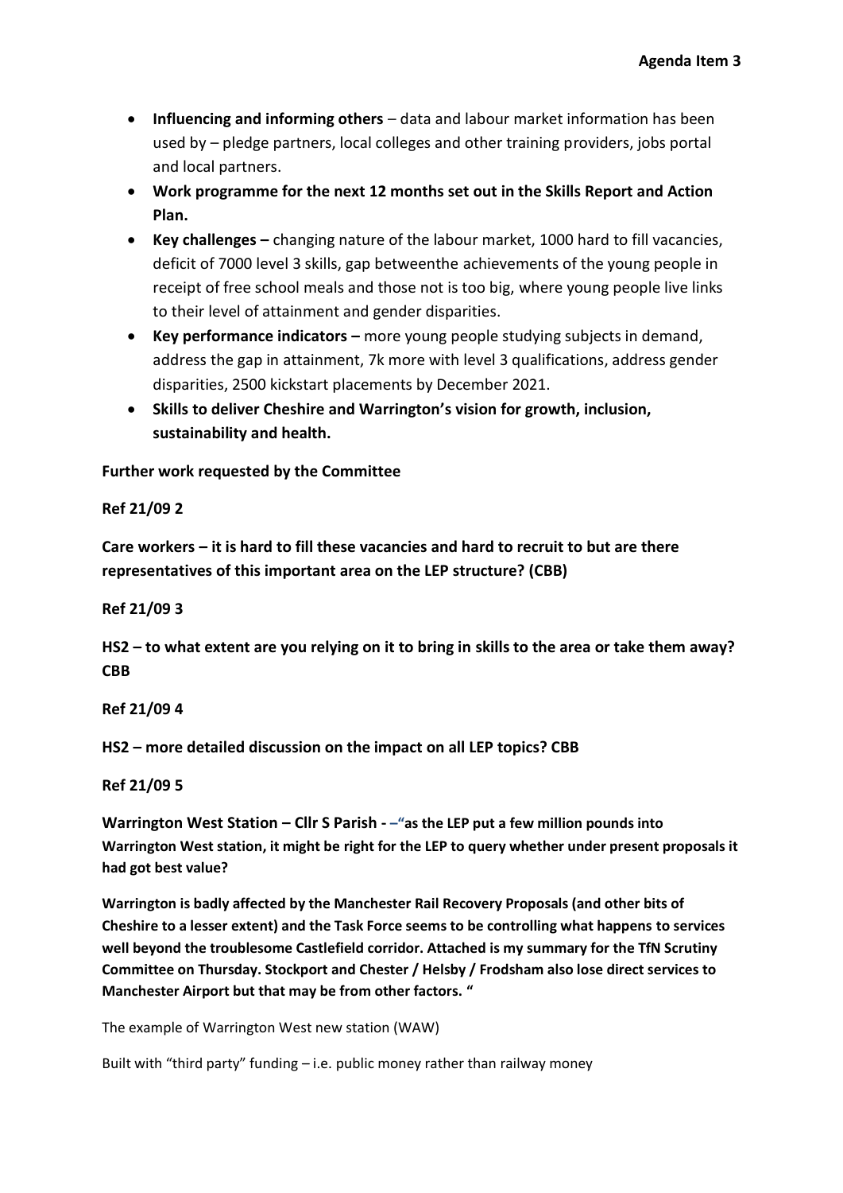- **Influencing and informing others** – data and labour market information has been used by – pledge partners, local colleges and other training providers, jobs portal and local partners.
- **Work programme for the next 12 months set out in the Skills Report and Action Plan.**
- **Key challenges –** changing nature of the labour market, 1000 hard to fill vacancies, deficit of 7000 level 3 skills, gap betweenthe achievements of the young people in receipt of free school meals and those not is too big, where young people live links to their level of attainment and gender disparities.
- **Key performance indicators –** more young people studying subjects in demand, address the gap in attainment, 7k more with level 3 qualifications, address gender disparities, 2500 kickstart placements by December 2021.
- **Skills to deliver Cheshire and Warrington's vision for growth, inclusion, sustainability and health.**

**Further work requested by the Committee**

**Ref 21/09 2**

**Care workers – it is hard to fill these vacancies and hard to recruit to but are there representatives of this important area on the LEP structure? (CBB)**

**Ref 21/09 3**

**HS2 – to what extent are you relying on it to bring in skills to the area or take them away? CBB**

**Ref 21/09 4**

**HS2 – more detailed discussion on the impact on all LEP topics? CBB**

**Ref 21/09 5**

**Warrington West Station – Cllr S Parish - –"as the LEP put a few million pounds into Warrington West station, it might be right for the LEP to query whether under present proposals it had got best value?**

**Warrington is badly affected by the Manchester Rail Recovery Proposals (and other bits of Cheshire to a lesser extent) and the Task Force seems to be controlling what happens to services well beyond the troublesome Castlefield corridor. Attached is my summary for the TfN Scrutiny Committee on Thursday. Stockport and Chester / Helsby / Frodsham also lose direct services to Manchester Airport but that may be from other factors. "**

The example of Warrington West new station (WAW)

Built with "third party" funding – i.e. public money rather than railway money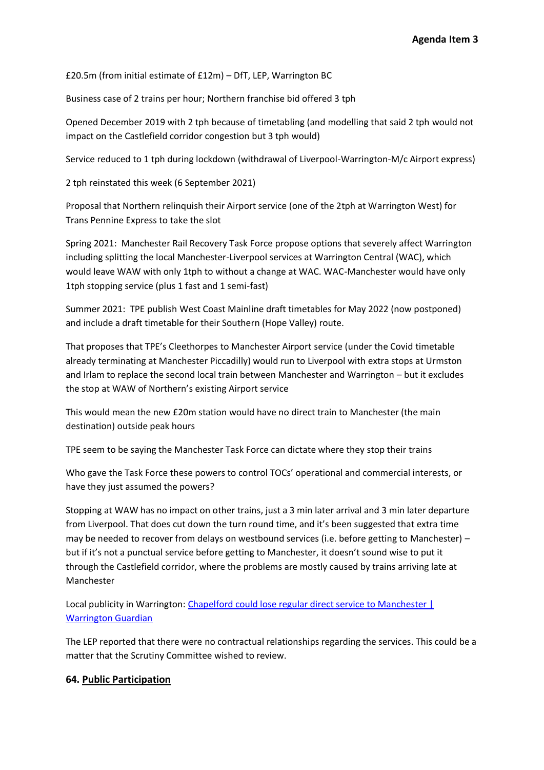£20.5m (from initial estimate of £12m) – DfT, LEP, Warrington BC

Business case of 2 trains per hour; Northern franchise bid offered 3 tph

Opened December 2019 with 2 tph because of timetabling (and modelling that said 2 tph would not impact on the Castlefield corridor congestion but 3 tph would)

Service reduced to 1 tph during lockdown (withdrawal of Liverpool-Warrington-M/c Airport express)

2 tph reinstated this week (6 September 2021)

Proposal that Northern relinquish their Airport service (one of the 2tph at Warrington West) for Trans Pennine Express to take the slot

Spring 2021: Manchester Rail Recovery Task Force propose options that severely affect Warrington including splitting the local Manchester-Liverpool services at Warrington Central (WAC), which would leave WAW with only 1tph to without a change at WAC. WAC-Manchester would have only 1tph stopping service (plus 1 fast and 1 semi-fast)

Summer 2021: TPE publish West Coast Mainline draft timetables for May 2022 (now postponed) and include a draft timetable for their Southern (Hope Valley) route.

That proposes that TPE's Cleethorpes to Manchester Airport service (under the Covid timetable already terminating at Manchester Piccadilly) would run to Liverpool with extra stops at Urmston and Irlam to replace the second local train between Manchester and Warrington – but it excludes the stop at WAW of Northern's existing Airport service

This would mean the new £20m station would have no direct train to Manchester (the main destination) outside peak hours

TPE seem to be saying the Manchester Task Force can dictate where they stop their trains

Who gave the Task Force these powers to control TOCs' operational and commercial interests, or have they just assumed the powers?

Stopping at WAW has no impact on other trains, just a 3 min later arrival and 3 min later departure from Liverpool. That does cut down the turn round time, and it's been suggested that extra time may be needed to recover from delays on westbound services (i.e. before getting to Manchester) – but if it's not a punctual service before getting to Manchester, it doesn't sound wise to put it through the Castlefield corridor, where the problems are mostly caused by trains arriving late at Manchester

Local publicity in Warrington: [Chapelford could lose regular direct service to Manchester | Warrington Guardian]

The LEP reported that there were no contractual relationships regarding the services. This could be a matter that the Scrutiny Committee wished to review.

## 64. Public Participation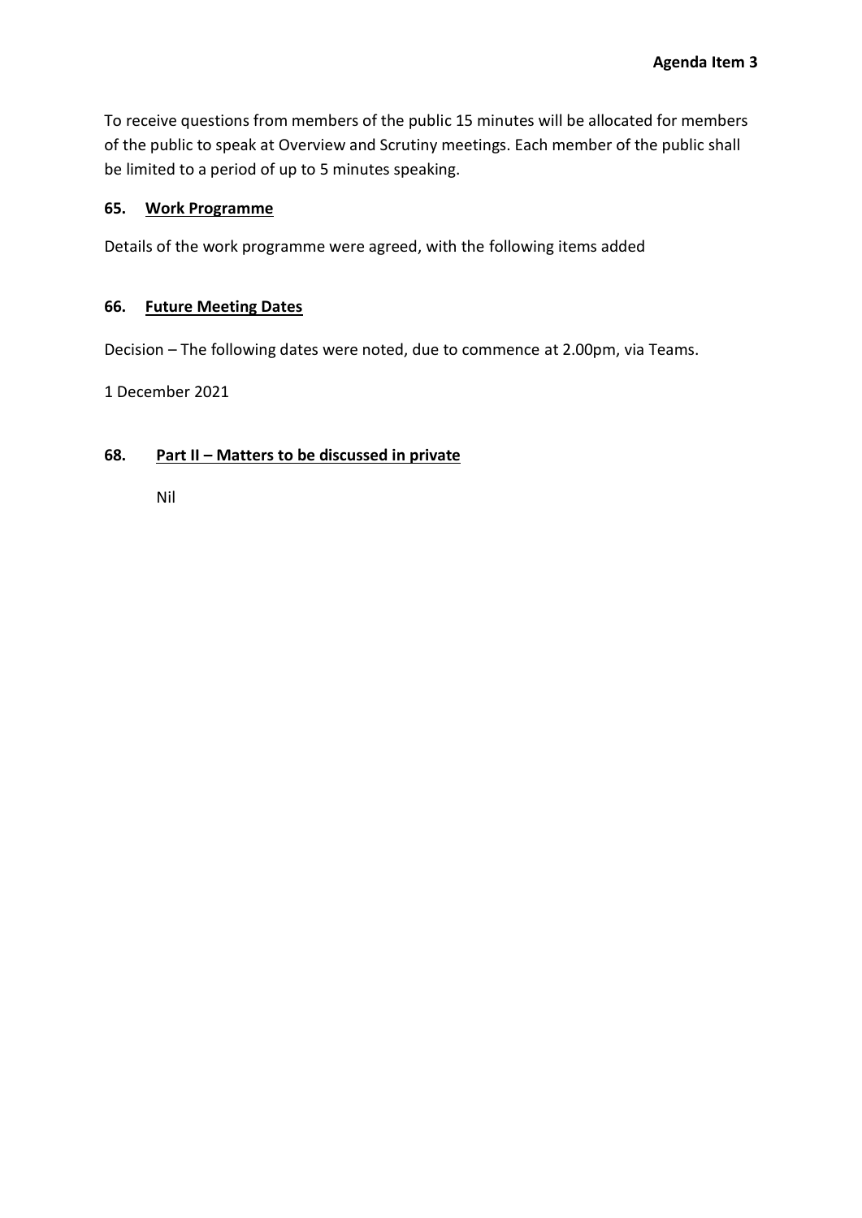**Agenda Item 3**

To receive questions from members of the public 15 minutes will be allocated for members of the public to speak at Overview and Scrutiny meetings. Each member of the public shall be limited to a period of up to 5 minutes speaking.

**65. Work Programme**

Details of the work programme were agreed, with the following items added

**66. Future Meeting Dates**

Decision – The following dates were noted, due to commence at 2.00pm, via Teams.

1 December 2021

**68. Part II – Matters to be discussed in private**

Nil